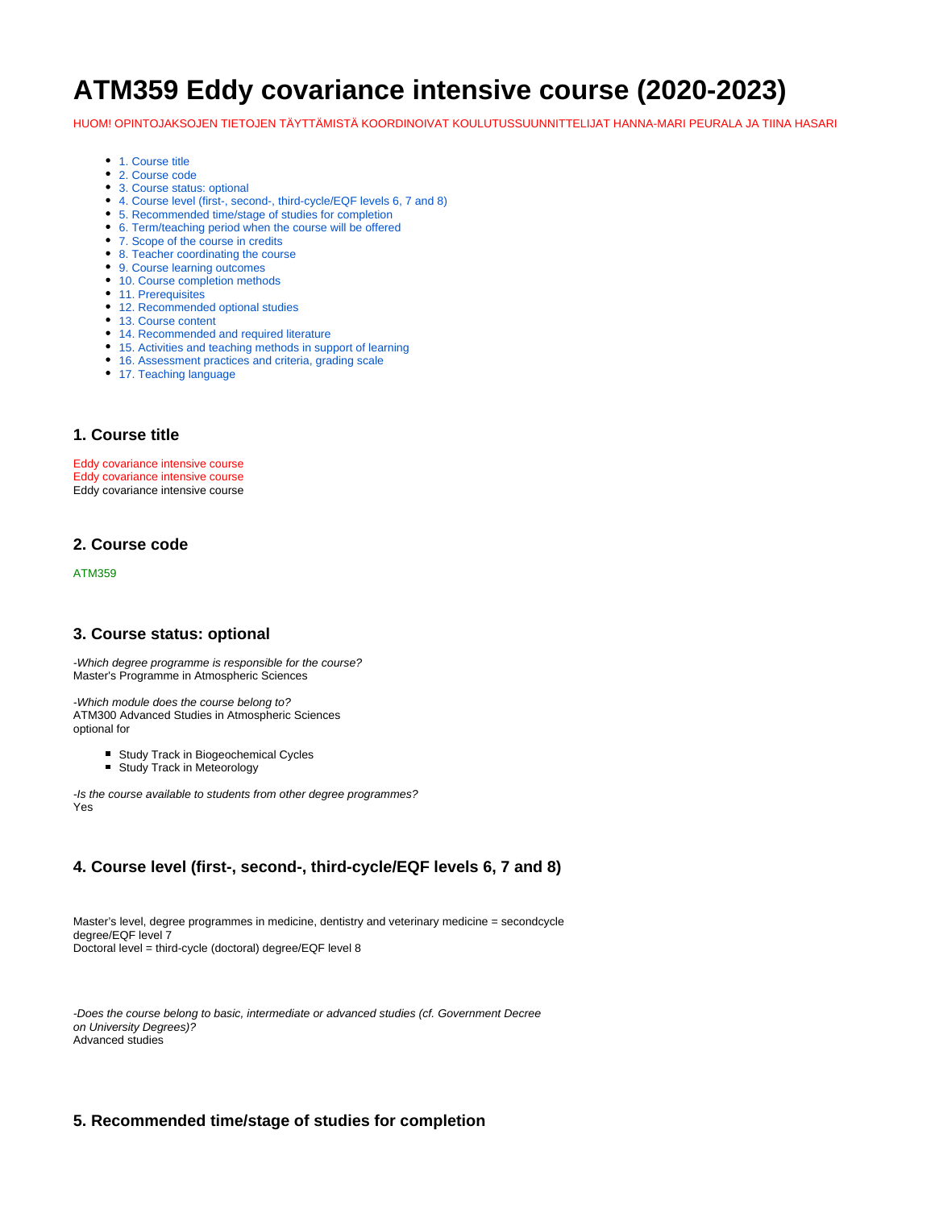# ATM359 Eddy covariance intensive course (2020-2023)

HUOM! OPINTOJAKSOJEN TIETOJEN TÄYTTÄMISTÄ KOORDINOIVAT KOULUTUSSUUNNITTELIJAT HANNA-MARI PEURALA JA TIINA HASARI

- 1. Course title
- 2. Course code
- 3. Course status: optional
- 4. Course level (first-, second-, third-cycle/EQF levels 6, 7 and 8)
- 5. Recommended time/stage of studies for completion
- 6. Term/teaching period when the course will be offered
- 7. Scope of the course in credits
- 8. Teacher coordinating the course
- 9. Course learning outcomes
- 10. Course completion methods
- 11. Prerequisites
- 12. Recommended optional studies
- 13. Course content
- 14. Recommended and required literature
- 15. Activities and teaching methods in support of learning
- 16. Assessment practices and criteria, grading scale
- 17. Teaching language

## 1. Course title

Eddy covariance intensive course
Eddy covariance intensive course
Eddy covariance intensive course

## 2. Course code

ATM359

## 3. Course status: optional

*-Which degree programme is responsible for the course?*
Master's Programme in Atmospheric Sciences

*-Which module does the course belong to?*
ATM300 Advanced Studies in Atmospheric Sciences
optional for

- Study Track in Biogeochemical Cycles
- Study Track in Meteorology

*-Is the course available to students from other degree programmes?*
Yes

## 4. Course level (first-, second-, third-cycle/EQF levels 6, 7 and 8)

Master's level, degree programmes in medicine, dentistry and veterinary medicine = secondcycle degree/EQF level 7
Doctoral level = third-cycle (doctoral) degree/EQF level 8

*-Does the course belong to basic, intermediate or advanced studies (cf. Government Decree on University Degrees)?*
Advanced studies

## 5. Recommended time/stage of studies for completion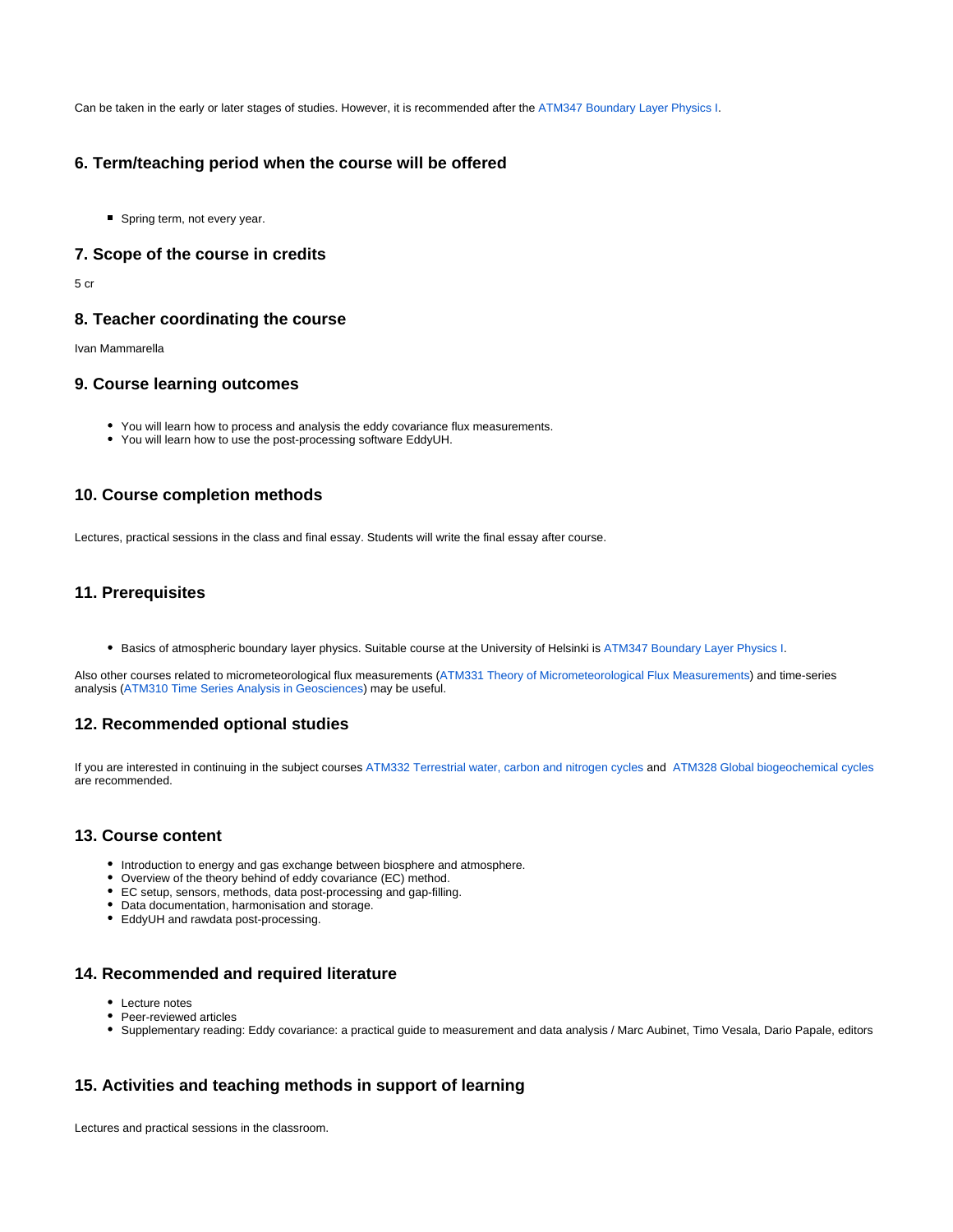Can be taken in the early or later stages of studies. However, it is recommended after the ATM347 Boundary Layer Physics I.

## 6. Term/teaching period when the course will be offered

- Spring term, not every year.

## 7. Scope of the course in credits

5 cr

## 8. Teacher coordinating the course

Ivan Mammarella

## 9. Course learning outcomes

- You will learn how to process and analysis the eddy covariance flux measurements.
- You will learn how to use the post-processing software EddyUH.

## 10. Course completion methods

Lectures, practical sessions in the class and final essay. Students will write the final essay after course.

## 11. Prerequisites

- Basics of atmospheric boundary layer physics. Suitable course at the University of Helsinki is ATM347 Boundary Layer Physics I.

Also other courses related to micrometeorological flux measurements (ATM331 Theory of Micrometeorological Flux Measurements) and time-series analysis (ATM310 Time Series Analysis in Geosciences) may be useful.

## 12. Recommended optional studies

If you are interested in continuing in the subject courses ATM332 Terrestrial water, carbon and nitrogen cycles and ATM328 Global biogeochemical cycles are recommended.

## 13. Course content

- Introduction to energy and gas exchange between biosphere and atmosphere.
- Overview of the theory behind of eddy covariance (EC) method.
- EC setup, sensors, methods, data post-processing and gap-filling.
- Data documentation, harmonisation and storage.
- EddyUH and rawdata post-processing.

## 14. Recommended and required literature

- Lecture notes
- Peer-reviewed articles
- Supplementary reading: Eddy covariance: a practical guide to measurement and data analysis / Marc Aubinet, Timo Vesala, Dario Papale, editors

## 15. Activities and teaching methods in support of learning

Lectures and practical sessions in the classroom.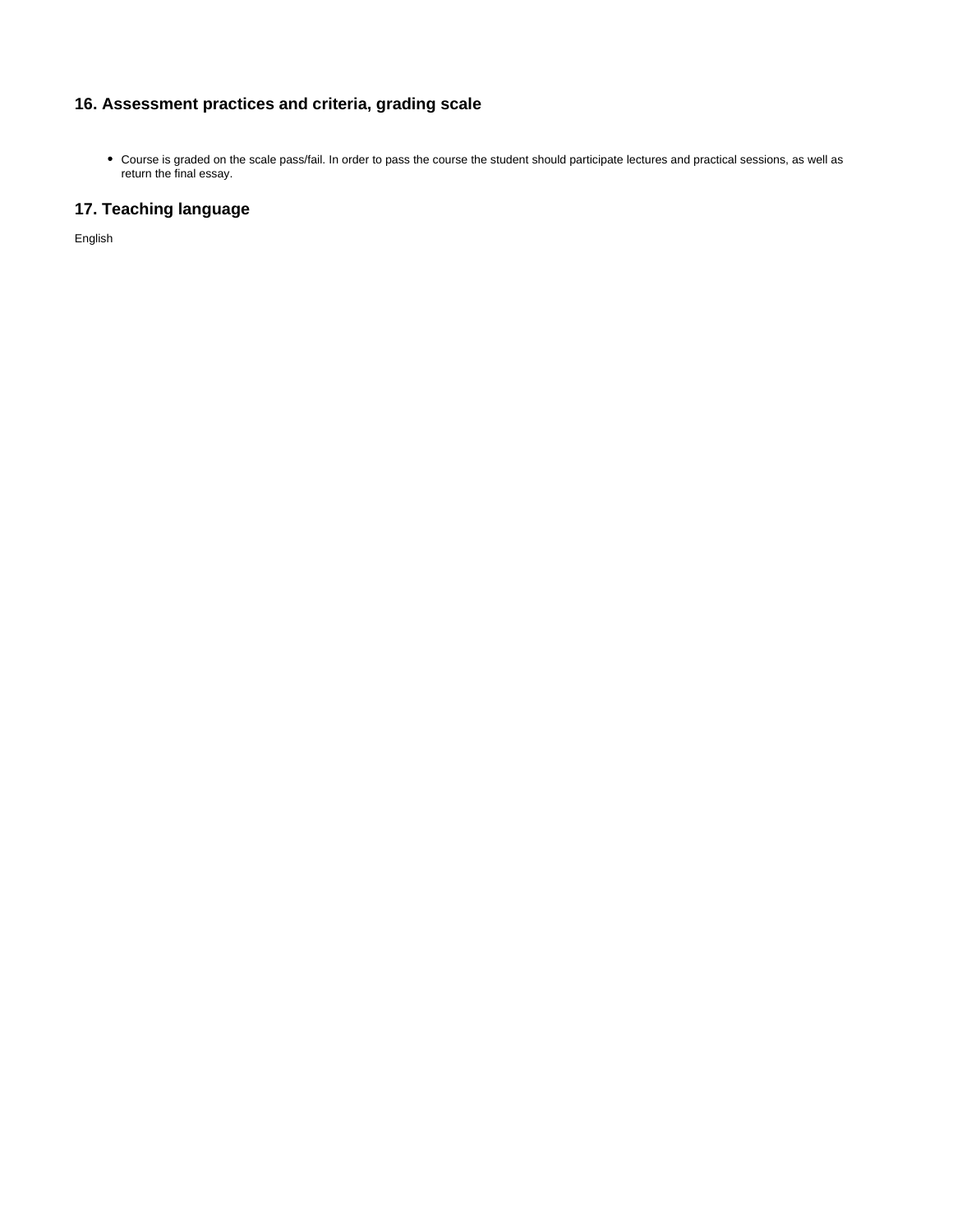## 16. Assessment practices and criteria, grading scale

- Course is graded on the scale pass/fail. In order to pass the course the student should participate lectures and practical sessions, as well as return the final essay.

## 17. Teaching language

English